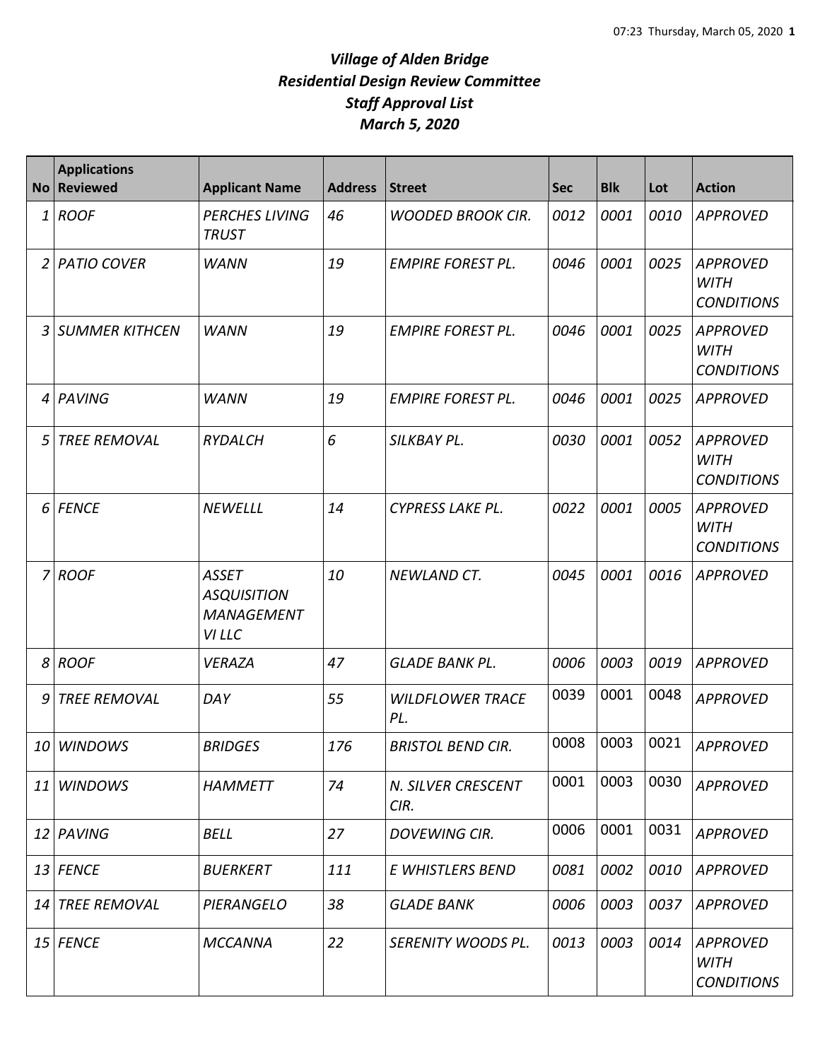# *Village of Alden Bridge*
# *Residential Design Review Committee*
# *Staff Approval List*
# *March 5, 2020*

| No | Applications Reviewed | Applicant Name | Address | Street | Sec | Blk | Lot | Action |
|---|---|---|---|---|---|---|---|---|
| *1* | *ROOF* | *PERCHES LIVING TRUST* | *46* | *WOODED BROOK CIR.* | *0012* | *0001* | *0010* | *APPROVED* |
| *2* | *PATIO COVER* | *WANN* | *19* | *EMPIRE FOREST PL.* | *0046* | *0001* | *0025* | *APPROVED WITH CONDITIONS* |
| *3* | *SUMMER KITHCEN* | *WANN* | *19* | *EMPIRE FOREST PL.* | *0046* | *0001* | *0025* | *APPROVED WITH CONDITIONS* |
| *4* | *PAVING* | *WANN* | *19* | *EMPIRE FOREST PL.* | *0046* | *0001* | *0025* | *APPROVED* |
| *5* | *TREE REMOVAL* | *RYDALCH* | *6* | *SILKBAY PL.* | *0030* | *0001* | *0052* | *APPROVED WITH CONDITIONS* |
| *6* | *FENCE* | *NEWELLL* | *14* | *CYPRESS LAKE PL.* | *0022* | *0001* | *0005* | *APPROVED WITH CONDITIONS* |
| *7* | *ROOF* | *ASSET ASQUISITION MANAGEMENT VI LLC* | *10* | *NEWLAND CT.* | *0045* | *0001* | *0016* | *APPROVED* |
| *8* | *ROOF* | *VERAZA* | *47* | *GLADE BANK PL.* | *0006* | *0003* | *0019* | *APPROVED* |
| *9* | *TREE REMOVAL* | *DAY* | *55* | *WILDFLOWER TRACE PL.* | 0039 | 0001 | 0048 | *APPROVED* |
| *10* | *WINDOWS* | *BRIDGES* | *176* | *BRISTOL BEND CIR.* | 0008 | 0003 | 0021 | *APPROVED* |
| *11* | *WINDOWS* | *HAMMETT* | *74* | *N. SILVER CRESCENT CIR.* | 0001 | 0003 | 0030 | *APPROVED* |
| *12* | *PAVING* | *BELL* | *27* | *DOVEWING CIR.* | 0006 | 0001 | 0031 | *APPROVED* |
| *13* | *FENCE* | *BUERKERT* | *111* | *E WHISTLERS BEND* | *0081* | *0002* | *0010* | *APPROVED* |
| *14* | *TREE REMOVAL* | *PIERANGELO* | *38* | *GLADE BANK* | *0006* | *0003* | *0037* | *APPROVED* |
| *15* | *FENCE* | *MCCANNA* | *22* | *SERENITY WOODS PL.* | *0013* | *0003* | *0014* | *APPROVED WITH CONDITIONS* |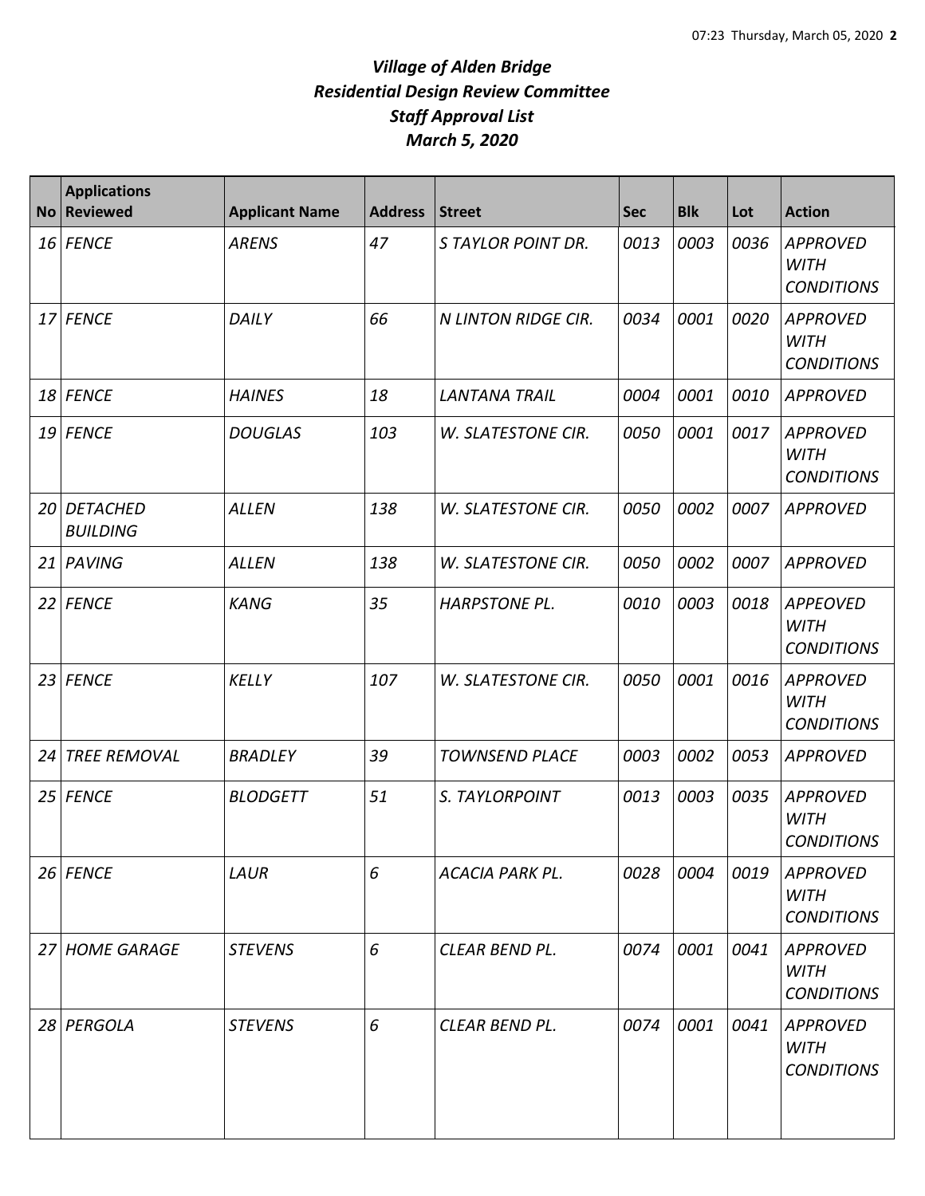# *Village of Alden Bridge*
# *Residential Design Review Committee*
# *Staff Approval List*
# *March 5, 2020*

| No | Applications Reviewed | Applicant Name | Address | Street | Sec | Blk | Lot | Action |
|---|---|---|---|---|---|---|---|---|
| *16* | *FENCE* | *ARENS* | *47* | *S TAYLOR POINT DR.* | *0013* | *0003* | *0036* | *APPROVED WITH CONDITIONS* |
| *17* | *FENCE* | *DAILY* | *66* | *N LINTON RIDGE CIR.* | *0034* | *0001* | *0020* | *APPROVED WITH CONDITIONS* |
| *18* | *FENCE* | *HAINES* | *18* | *LANTANA TRAIL* | *0004* | *0001* | *0010* | *APPROVED* |
| *19* | *FENCE* | *DOUGLAS* | *103* | *W. SLATESTONE CIR.* | *0050* | *0001* | *0017* | *APPROVED WITH CONDITIONS* |
| *20* | *DETACHED BUILDING* | *ALLEN* | *138* | *W. SLATESTONE CIR.* | *0050* | *0002* | *0007* | *APPROVED* |
| *21* | *PAVING* | *ALLEN* | *138* | *W. SLATESTONE CIR.* | *0050* | *0002* | *0007* | *APPROVED* |
| *22* | *FENCE* | *KANG* | *35* | *HARPSTONE PL.* | *0010* | *0003* | *0018* | *APPEOVED WITH CONDITIONS* |
| *23* | *FENCE* | *KELLY* | *107* | *W. SLATESTONE CIR.* | *0050* | *0001* | *0016* | *APPROVED WITH CONDITIONS* |
| *24* | *TREE REMOVAL* | *BRADLEY* | *39* | *TOWNSEND PLACE* | *0003* | *0002* | *0053* | *APPROVED* |
| *25* | *FENCE* | *BLODGETT* | *51* | *S. TAYLORPOINT* | *0013* | *0003* | *0035* | *APPROVED WITH CONDITIONS* |
| *26* | *FENCE* | *LAUR* | *6* | *ACACIA PARK PL.* | *0028* | *0004* | *0019* | *APPROVED WITH CONDITIONS* |
| *27* | *HOME GARAGE* | *STEVENS* | *6* | *CLEAR BEND PL.* | *0074* | *0001* | *0041* | *APPROVED WITH CONDITIONS* |
| *28* | *PERGOLA* | *STEVENS* | *6* | *CLEAR BEND PL.* | *0074* | *0001* | *0041* | *APPROVED WITH CONDITIONS* |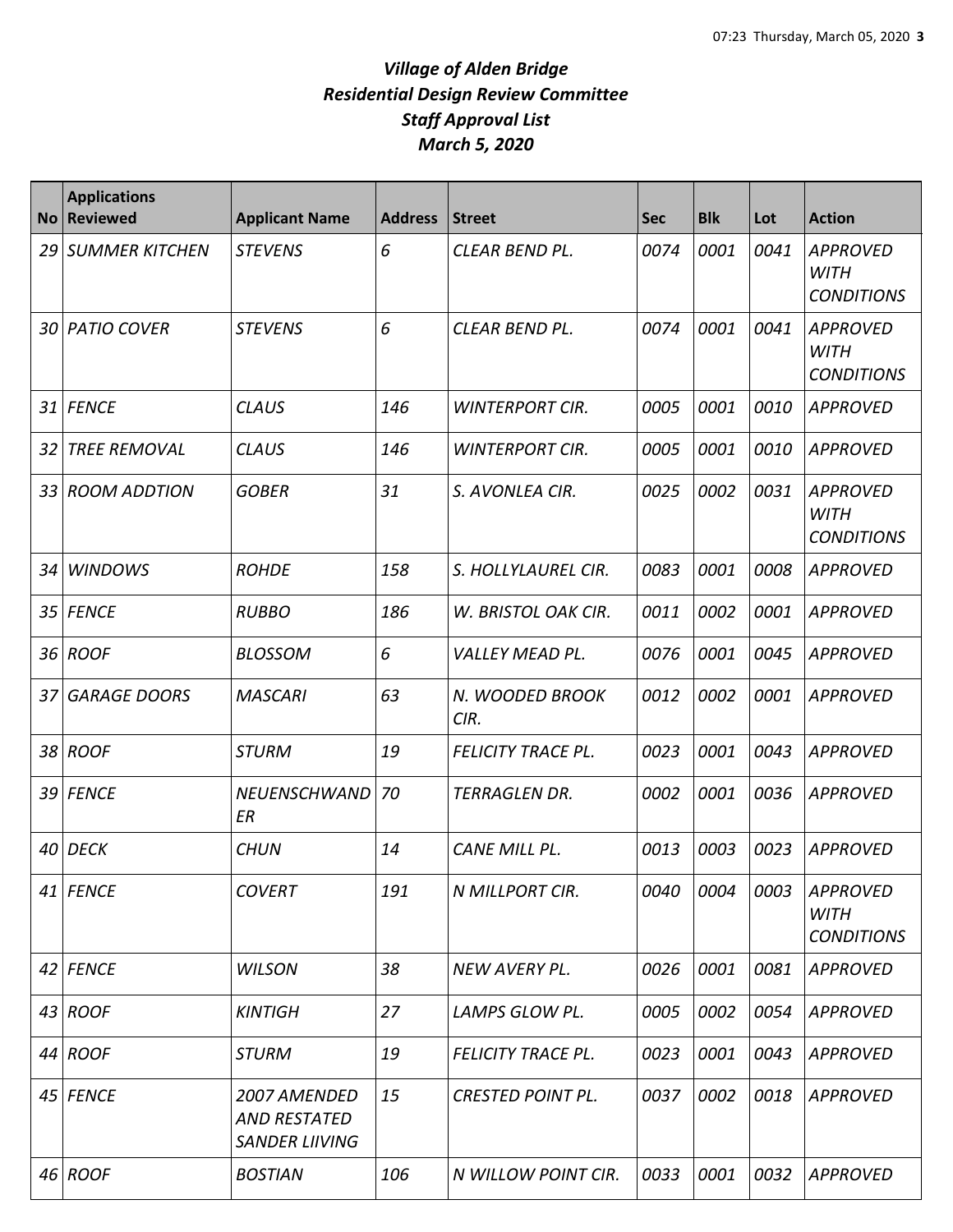# *Village of Alden Bridge*
# *Residential Design Review Committee*
# *Staff Approval List*
# *March 5, 2020*

| No | Applications Reviewed | Applicant Name | Address | Street | Sec | Blk | Lot | Action |
|---|---|---|---|---|---|---|---|---|
| 29 | SUMMER KITCHEN | STEVENS | 6 | CLEAR BEND PL. | 0074 | 0001 | 0041 | APPROVED WITH CONDITIONS |
| 30 | PATIO COVER | STEVENS | 6 | CLEAR BEND PL. | 0074 | 0001 | 0041 | APPROVED WITH CONDITIONS |
| 31 | FENCE | CLAUS | 146 | WINTERPORT CIR. | 0005 | 0001 | 0010 | APPROVED |
| 32 | TREE REMOVAL | CLAUS | 146 | WINTERPORT CIR. | 0005 | 0001 | 0010 | APPROVED |
| 33 | ROOM ADDTION | GOBER | 31 | S. AVONLEA CIR. | 0025 | 0002 | 0031 | APPROVED WITH CONDITIONS |
| 34 | WINDOWS | ROHDE | 158 | S. HOLLYLAUREL CIR. | 0083 | 0001 | 0008 | APPROVED |
| 35 | FENCE | RUBBO | 186 | W. BRISTOL OAK CIR. | 0011 | 0002 | 0001 | APPROVED |
| 36 | ROOF | BLOSSOM | 6 | VALLEY MEAD PL. | 0076 | 0001 | 0045 | APPROVED |
| 37 | GARAGE DOORS | MASCARI | 63 | N. WOODED BROOK CIR. | 0012 | 0002 | 0001 | APPROVED |
| 38 | ROOF | STURM | 19 | FELICITY TRACE PL. | 0023 | 0001 | 0043 | APPROVED |
| 39 | FENCE | NEUENSCHWANDER | 70 | TERRAGLEN DR. | 0002 | 0001 | 0036 | APPROVED |
| 40 | DECK | CHUN | 14 | CANE MILL PL. | 0013 | 0003 | 0023 | APPROVED |
| 41 | FENCE | COVERT | 191 | N MILLPORT CIR. | 0040 | 0004 | 0003 | APPROVED WITH CONDITIONS |
| 42 | FENCE | WILSON | 38 | NEW AVERY PL. | 0026 | 0001 | 0081 | APPROVED |
| 43 | ROOF | KINTIGH | 27 | LAMPS GLOW PL. | 0005 | 0002 | 0054 | APPROVED |
| 44 | ROOF | STURM | 19 | FELICITY TRACE PL. | 0023 | 0001 | 0043 | APPROVED |
| 45 | FENCE | 2007 AMENDED AND RESTATED SANDER LIIVING | 15 | CRESTED POINT PL. | 0037 | 0002 | 0018 | APPROVED |
| 46 | ROOF | BOSTIAN | 106 | N WILLOW POINT CIR. | 0033 | 0001 | 0032 | APPROVED |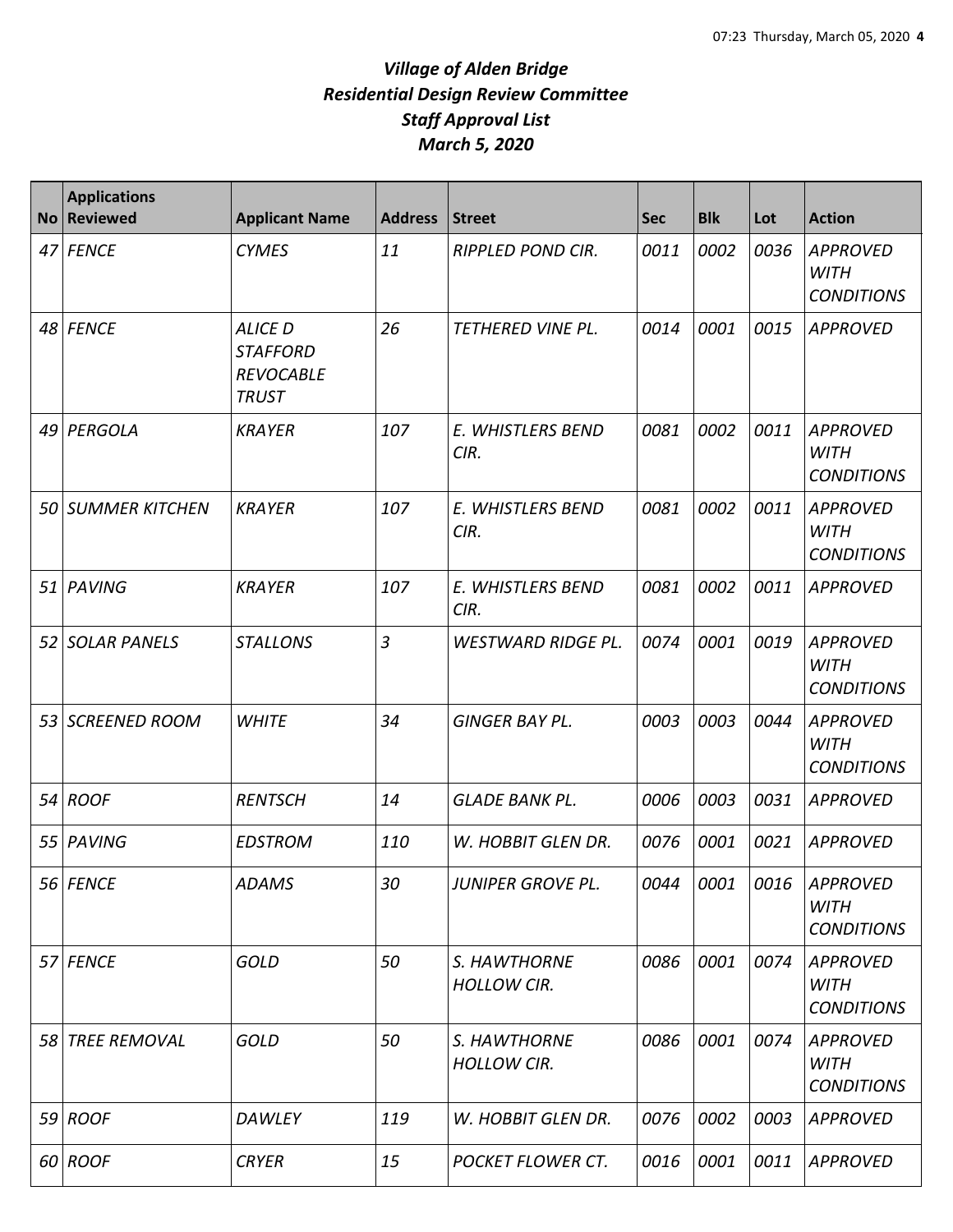# *Village of Alden Bridge*
# *Residential Design Review Committee*
# *Staff Approval List*
# *March 5, 2020*

| No | Applications Reviewed | Applicant Name | Address | Street | Sec | Blk | Lot | Action |
|---|---|---|---|---|---|---|---|---|
| 47 | FENCE | CYMES | 11 | RIPPLED POND CIR. | 0011 | 0002 | 0036 | APPROVED WITH CONDITIONS |
| 48 | FENCE | ALICE D STAFFORD REVOCABLE TRUST | 26 | TETHERED VINE PL. | 0014 | 0001 | 0015 | APPROVED |
| 49 | PERGOLA | KRAYER | 107 | E. WHISTLERS BEND CIR. | 0081 | 0002 | 0011 | APPROVED WITH CONDITIONS |
| 50 | SUMMER KITCHEN | KRAYER | 107 | E. WHISTLERS BEND CIR. | 0081 | 0002 | 0011 | APPROVED WITH CONDITIONS |
| 51 | PAVING | KRAYER | 107 | E. WHISTLERS BEND CIR. | 0081 | 0002 | 0011 | APPROVED |
| 52 | SOLAR PANELS | STALLONS | 3 | WESTWARD RIDGE PL. | 0074 | 0001 | 0019 | APPROVED WITH CONDITIONS |
| 53 | SCREENED ROOM | WHITE | 34 | GINGER BAY PL. | 0003 | 0003 | 0044 | APPROVED WITH CONDITIONS |
| 54 | ROOF | RENTSCH | 14 | GLADE BANK PL. | 0006 | 0003 | 0031 | APPROVED |
| 55 | PAVING | EDSTROM | 110 | W. HOBBIT GLEN DR. | 0076 | 0001 | 0021 | APPROVED |
| 56 | FENCE | ADAMS | 30 | JUNIPER GROVE PL. | 0044 | 0001 | 0016 | APPROVED WITH CONDITIONS |
| 57 | FENCE | GOLD | 50 | S. HAWTHORNE HOLLOW CIR. | 0086 | 0001 | 0074 | APPROVED WITH CONDITIONS |
| 58 | TREE REMOVAL | GOLD | 50 | S. HAWTHORNE HOLLOW CIR. | 0086 | 0001 | 0074 | APPROVED WITH CONDITIONS |
| 59 | ROOF | DAWLEY | 119 | W. HOBBIT GLEN DR. | 0076 | 0002 | 0003 | APPROVED |
| 60 | ROOF | CRYER | 15 | POCKET FLOWER CT. | 0016 | 0001 | 0011 | APPROVED |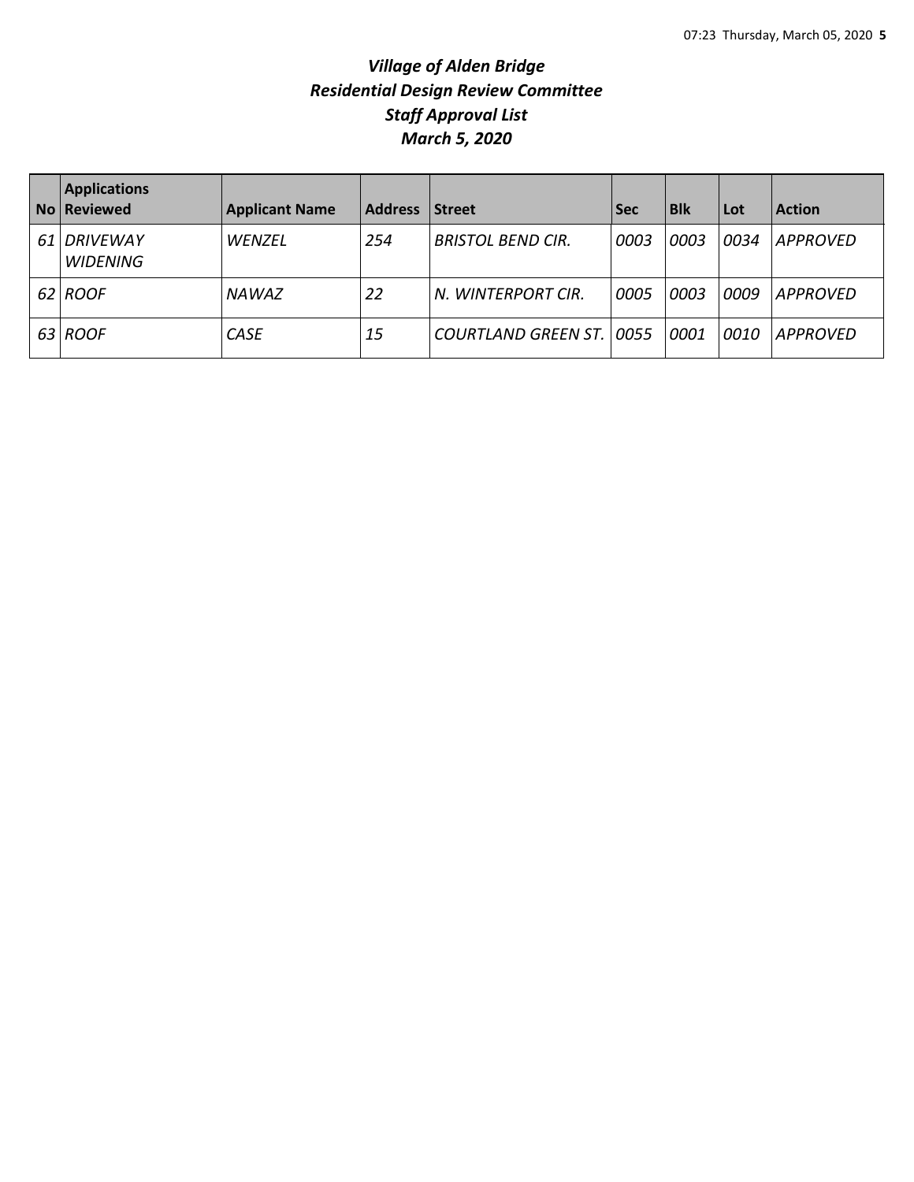# *Village of Alden Bridge*
# *Residential Design Review Committee*
# *Staff Approval List*
# *March 5, 2020*

| No | Applications Reviewed | Applicant Name | Address | Street | Sec | Blk | Lot | Action |
|---|---|---|---|---|---|---|---|---|
| *61* | *DRIVEWAY WIDENING* | *WENZEL* | *254* | *BRISTOL BEND CIR.* | *0003* | *0003* | *0034* | *APPROVED* |
| *62* | *ROOF* | *NAWAZ* | *22* | *N. WINTERPORT CIR.* | *0005* | *0003* | *0009* | *APPROVED* |
| *63* | *ROOF* | *CASE* | *15* | *COURTLAND GREEN ST.* | *0055* | *0001* | *0010* | *APPROVED* |